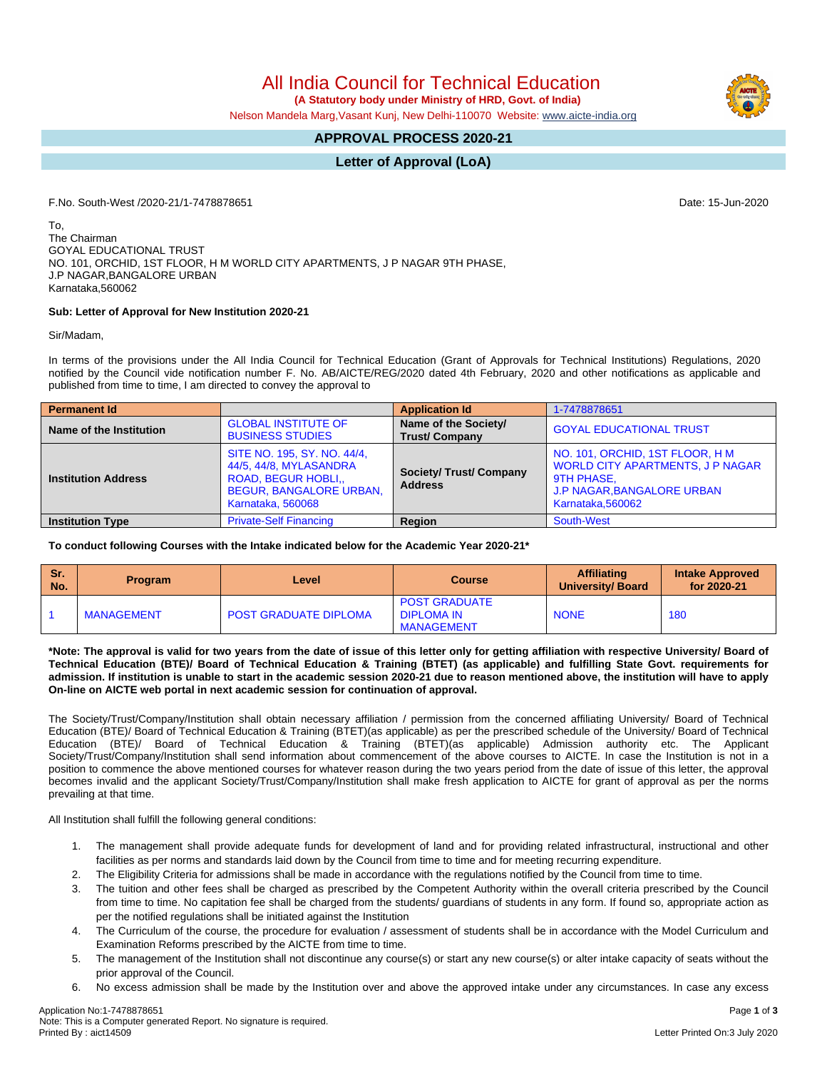# All India Council for Technical Education

**(A Statutory body under Ministry of HRD, Govt. of India)**

Nelson Mandela Marg,Vasant Kunj, New Delhi-110070 Website: www.aicte-india.org

## APPROVAL PROCESS 2020-21

## Letter of Approval (LoA)

F.No. South-West /2020-21/1-7478878651

Date: 15-Jun-2020

To,
The Chairman
GOYAL EDUCATIONAL TRUST
NO. 101, ORCHID, 1ST FLOOR, H M WORLD CITY APARTMENTS, J P NAGAR 9TH PHASE,
J.P NAGAR,BANGALORE URBAN
Karnataka,560062

**Sub: Letter of Approval for New Institution 2020-21**

Sir/Madam,

In terms of the provisions under the All India Council for Technical Education (Grant of Approvals for Technical Institutions) Regulations, 2020 notified by the Council vide notification number F. No. AB/AICTE/REG/2020 dated 4th February, 2020 and other notifications as applicable and published from time to time, I am directed to convey the approval to

| Permanent Id | | Application Id | 1-7478878651 |
|---|---|---|---|
| Name of the Institution | GLOBAL INSTITUTE OF BUSINESS STUDIES | Name of the Society/ Trust/ Company | GOYAL EDUCATIONAL TRUST |
| Institution Address | SITE NO. 195, SY. NO. 44/4, 44/5, 44/8, MYLASANDRA ROAD, BEGUR HOBLI,, BEGUR, BANGALORE URBAN, Karnataka, 560068 | Society/ Trust/ Company Address | NO. 101, ORCHID, 1ST FLOOR, H M WORLD CITY APARTMENTS, J P NAGAR 9TH PHASE, J.P NAGAR,BANGALORE URBAN Karnataka,560062 |
| Institution Type | Private-Self Financing | Region | South-West |

**To conduct following Courses with the Intake indicated below for the Academic Year 2020-21***

| Sr. No. | Program | Level | Course | Affiliating University/ Board | Intake Approved for 2020-21 |
|---|---|---|---|---|---|
| 1 | MANAGEMENT | POST GRADUATE DIPLOMA | POST GRADUATE DIPLOMA IN MANAGEMENT | NONE | 180 |

**\*Note: The approval is valid for two years from the date of issue of this letter only for getting affiliation with respective University/ Board of Technical Education (BTE)/ Board of Technical Education & Training (BTET) (as applicable) and fulfilling State Govt. requirements for admission. If institution is unable to start in the academic session 2020-21 due to reason mentioned above, the institution will have to apply On-line on AICTE web portal in next academic session for continuation of approval.**

The Society/Trust/Company/Institution shall obtain necessary affiliation / permission from the concerned affiliating University/ Board of Technical Education (BTE)/ Board of Technical Education & Training (BTET)(as applicable) as per the prescribed schedule of the University/ Board of Technical Education (BTE)/ Board of Technical Education & Training (BTET)(as applicable) Admission authority etc. The Applicant Society/Trust/Company/Institution shall send information about commencement of the above courses to AICTE. In case the Institution is not in a position to commence the above mentioned courses for whatever reason during the two years period from the date of issue of this letter, the approval becomes invalid and the applicant Society/Trust/Company/Institution shall make fresh application to AICTE for grant of approval as per the norms prevailing at that time.

All Institution shall fulfill the following general conditions:

1. The management shall provide adequate funds for development of land and for providing related infrastructural, instructional and other facilities as per norms and standards laid down by the Council from time to time and for meeting recurring expenditure.
2. The Eligibility Criteria for admissions shall be made in accordance with the regulations notified by the Council from time to time.
3. The tuition and other fees shall be charged as prescribed by the Competent Authority within the overall criteria prescribed by the Council from time to time. No capitation fee shall be charged from the students/ guardians of students in any form. If found so, appropriate action as per the notified regulations shall be initiated against the Institution
4. The Curriculum of the course, the procedure for evaluation / assessment of students shall be in accordance with the Model Curriculum and Examination Reforms prescribed by the AICTE from time to time.
5. The management of the Institution shall not discontinue any course(s) or start any new course(s) or alter intake capacity of seats without the prior approval of the Council.
6. No excess admission shall be made by the Institution over and above the approved intake under any circumstances. In case any excess

Application No:1-7478878651
Note: This is a Computer generated Report. No signature is required.
Printed By : aict14509

Letter Printed On:3 July 2020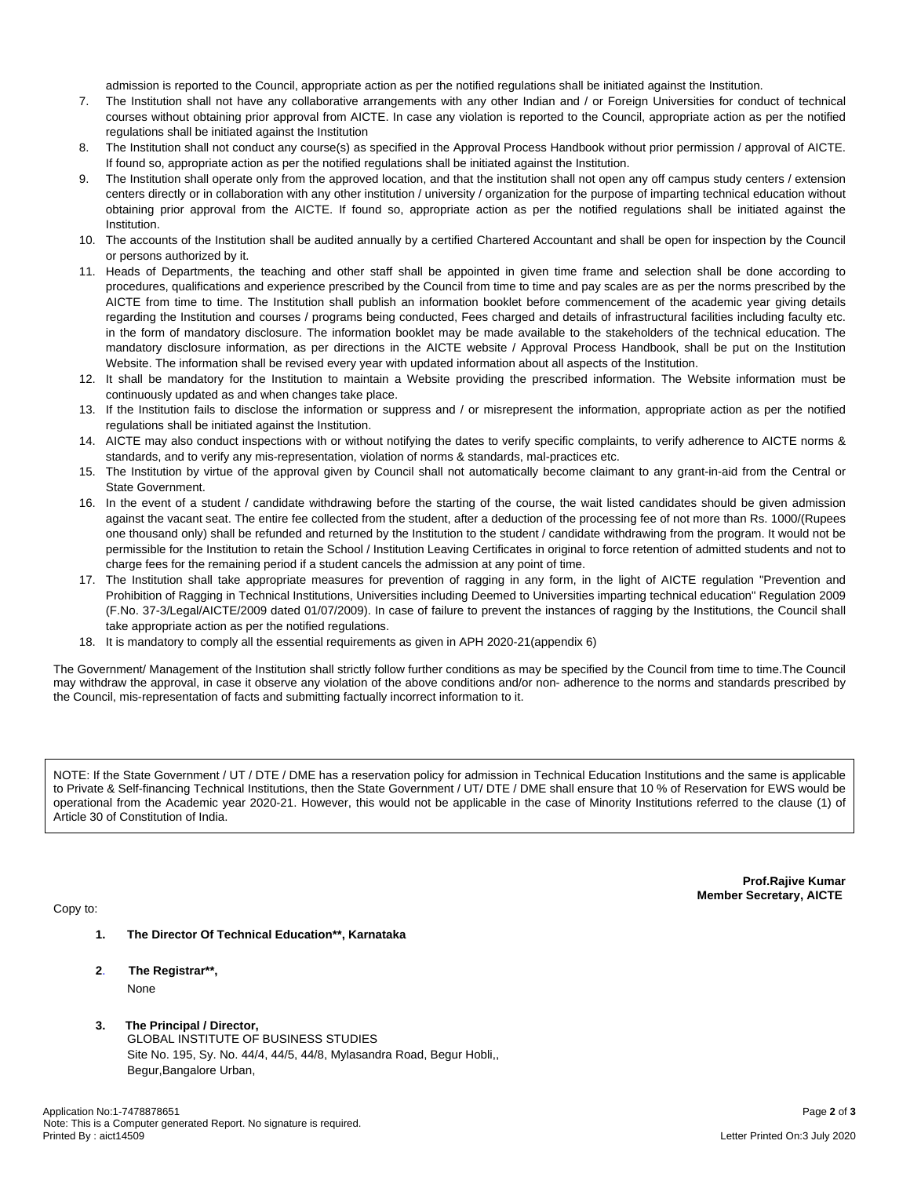admission is reported to the Council, appropriate action as per the notified regulations shall be initiated against the Institution.

7. The Institution shall not have any collaborative arrangements with any other Indian and / or Foreign Universities for conduct of technical courses without obtaining prior approval from AICTE. In case any violation is reported to the Council, appropriate action as per the notified regulations shall be initiated against the Institution
8. The Institution shall not conduct any course(s) as specified in the Approval Process Handbook without prior permission / approval of AICTE. If found so, appropriate action as per the notified regulations shall be initiated against the Institution.
9. The Institution shall operate only from the approved location, and that the institution shall not open any off campus study centers / extension centers directly or in collaboration with any other institution / university / organization for the purpose of imparting technical education without obtaining prior approval from the AICTE. If found so, appropriate action as per the notified regulations shall be initiated against the Institution.
10. The accounts of the Institution shall be audited annually by a certified Chartered Accountant and shall be open for inspection by the Council or persons authorized by it.
11. Heads of Departments, the teaching and other staff shall be appointed in given time frame and selection shall be done according to procedures, qualifications and experience prescribed by the Council from time to time and pay scales are as per the norms prescribed by the AICTE from time to time. The Institution shall publish an information booklet before commencement of the academic year giving details regarding the Institution and courses / programs being conducted, Fees charged and details of infrastructural facilities including faculty etc. in the form of mandatory disclosure. The information booklet may be made available to the stakeholders of the technical education. The mandatory disclosure information, as per directions in the AICTE website / Approval Process Handbook, shall be put on the Institution Website. The information shall be revised every year with updated information about all aspects of the Institution.
12. It shall be mandatory for the Institution to maintain a Website providing the prescribed information. The Website information must be continuously updated as and when changes take place.
13. If the Institution fails to disclose the information or suppress and / or misrepresent the information, appropriate action as per the notified regulations shall be initiated against the Institution.
14. AICTE may also conduct inspections with or without notifying the dates to verify specific complaints, to verify adherence to AICTE norms & standards, and to verify any mis-representation, violation of norms & standards, mal-practices etc.
15. The Institution by virtue of the approval given by Council shall not automatically become claimant to any grant-in-aid from the Central or State Government.
16. In the event of a student / candidate withdrawing before the starting of the course, the wait listed candidates should be given admission against the vacant seat. The entire fee collected from the student, after a deduction of the processing fee of not more than Rs. 1000/(Rupees one thousand only) shall be refunded and returned by the Institution to the student / candidate withdrawing from the program. It would not be permissible for the Institution to retain the School / Institution Leaving Certificates in original to force retention of admitted students and not to charge fees for the remaining period if a student cancels the admission at any point of time.
17. The Institution shall take appropriate measures for prevention of ragging in any form, in the light of AICTE regulation "Prevention and Prohibition of Ragging in Technical Institutions, Universities including Deemed to Universities imparting technical education" Regulation 2009 (F.No. 37-3/Legal/AICTE/2009 dated 01/07/2009). In case of failure to prevent the instances of ragging by the Institutions, the Council shall take appropriate action as per the notified regulations.
18. It is mandatory to comply all the essential requirements as given in APH 2020-21(appendix 6)

The Government/ Management of the Institution shall strictly follow further conditions as may be specified by the Council from time to time.The Council may withdraw the approval, in case it observe any violation of the above conditions and/or non- adherence to the norms and standards prescribed by the Council, mis-representation of facts and submitting factually incorrect information to it.

NOTE: If the State Government / UT / DTE / DME has a reservation policy for admission in Technical Education Institutions and the same is applicable to Private & Self-financing Technical Institutions, then the State Government / UT/ DTE / DME shall ensure that 10 % of Reservation for EWS would be operational from the Academic year 2020-21. However, this would not be applicable in the case of Minority Institutions referred to the clause (1) of Article 30 of Constitution of India.

**Prof.Rajive Kumar**
**Member Secretary, AICTE**

Copy to:

1. **The Director Of Technical Education\*\*, Karnataka**

2. **The Registrar\*\*,**
   None

3. **The Principal / Director,**
   GLOBAL INSTITUTE OF BUSINESS STUDIES
   Site No. 195, Sy. No. 44/4, 44/5, 44/8, Mylasandra Road, Begur Hobli,,
   Begur,Bangalore Urban,

Application No:1-7478878651
Note: This is a Computer generated Report. No signature is required.
Printed By : aict14509

Letter Printed On:3 July 2020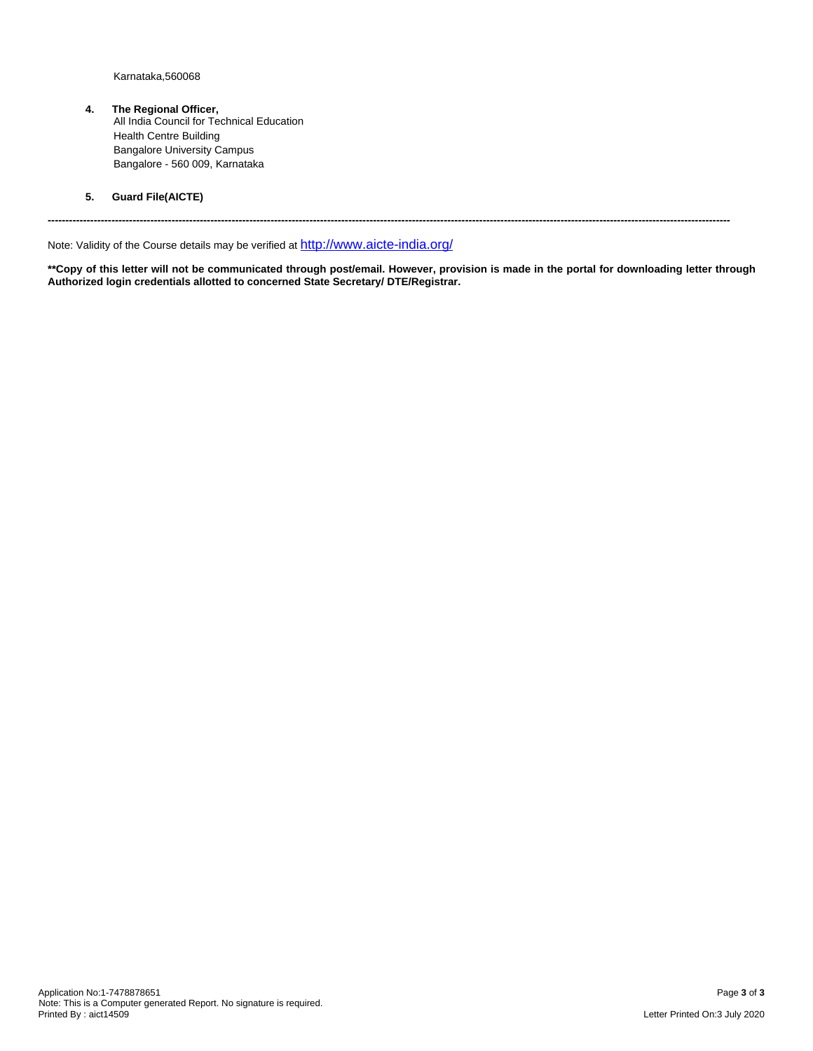Karnataka,560068

4. **The Regional Officer,**
   All India Council for Technical Education
   Health Centre Building
   Bangalore University Campus
   Bangalore - 560 009, Karnataka

5. **Guard File(AICTE)**

---

Note: Validity of the Course details may be verified at http://www.aicte-india.org/

****Copy of this letter will not be communicated through post/email. However, provision is made in the portal for downloading letter through Authorized login credentials allotted to concerned State Secretary/ DTE/Registrar.**

Application No:1-7478878651
Note: This is a Computer generated Report. No signature is required.
Printed By : aict14509

Letter Printed On:3 July 2020